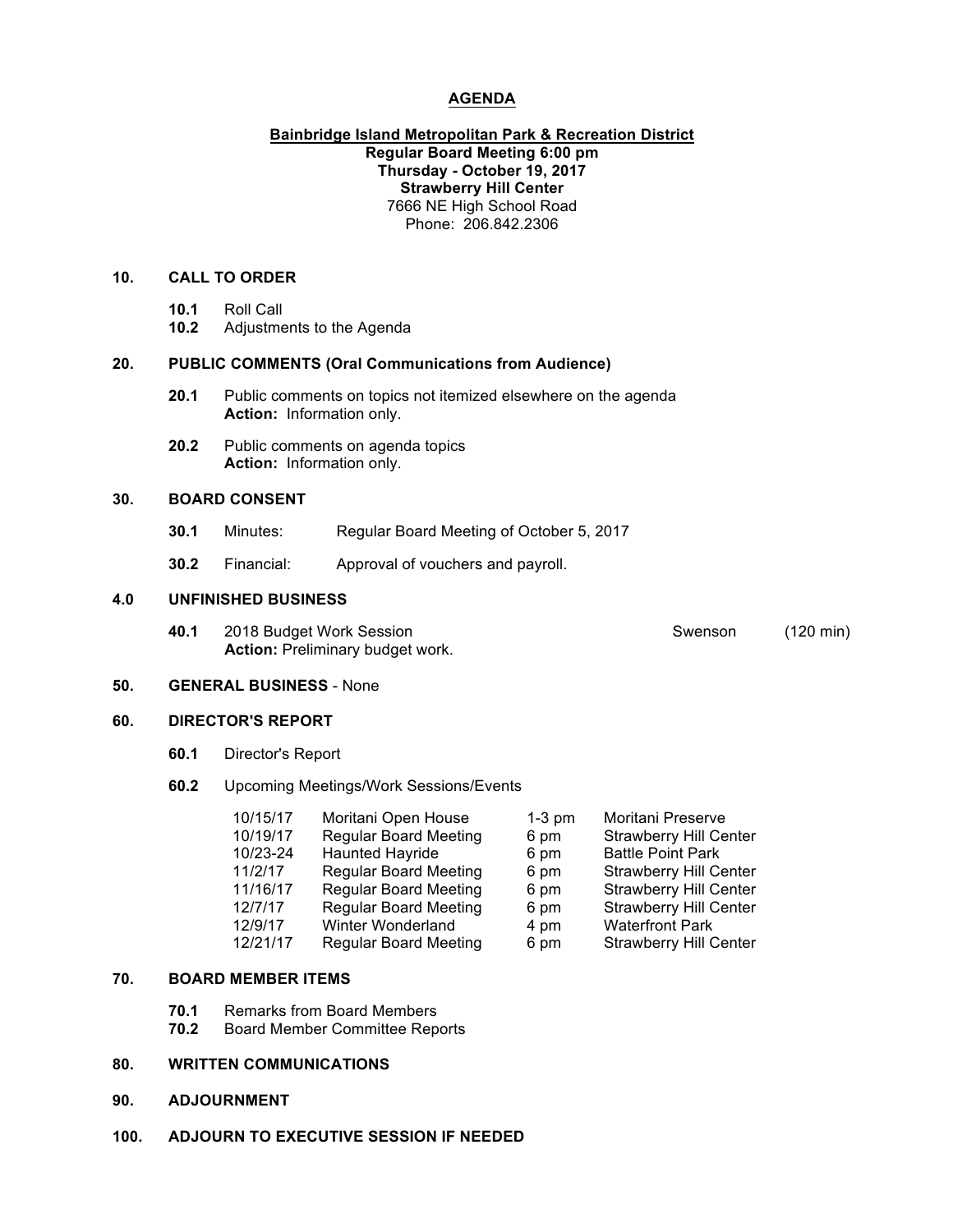# AGENDA

**Bainbridge Island Metropolitan Park & Recreation District**
**Regular Board Meeting 6:00 pm**
**Thursday - October 19, 2017**
**Strawberry Hill Center**
7666 NE High School Road
Phone: 206.842.2306

## 10. CALL TO ORDER

- **10.1** Roll Call
- **10.2** Adjustments to the Agenda

## 20. PUBLIC COMMENTS (Oral Communications from Audience)

- **20.1** Public comments on topics not itemized elsewhere on the agenda
  **Action:** Information only.
- **20.2** Public comments on agenda topics
  **Action:** Information only.

## 30. BOARD CONSENT

- **30.1** Minutes: Regular Board Meeting of October 5, 2017
- **30.2** Financial: Approval of vouchers and payroll.

## 4.0 UNFINISHED BUSINESS

- **40.1** 2018 Budget Work Session — Swenson (120 min)
  **Action:** Preliminary budget work.

## 50. GENERAL BUSINESS - None

## 60. DIRECTOR'S REPORT

- **60.1** Director's Report
- **60.2** Upcoming Meetings/Work Sessions/Events

| | | | |
|---|---|---|---|
| 10/15/17 | Moritani Open House | 1-3 pm | Moritani Preserve |
| 10/19/17 | Regular Board Meeting | 6 pm | Strawberry Hill Center |
| 10/23-24 | Haunted Hayride | 6 pm | Battle Point Park |
| 11/2/17 | Regular Board Meeting | 6 pm | Strawberry Hill Center |
| 11/16/17 | Regular Board Meeting | 6 pm | Strawberry Hill Center |
| 12/7/17 | Regular Board Meeting | 6 pm | Strawberry Hill Center |
| 12/9/17 | Winter Wonderland | 4 pm | Waterfront Park |
| 12/21/17 | Regular Board Meeting | 6 pm | Strawberry Hill Center |

## 70. BOARD MEMBER ITEMS

- **70.1** Remarks from Board Members
- **70.2** Board Member Committee Reports

## 80. WRITTEN COMMUNICATIONS

## 90. ADJOURNMENT

## 100. ADJOURN TO EXECUTIVE SESSION IF NEEDED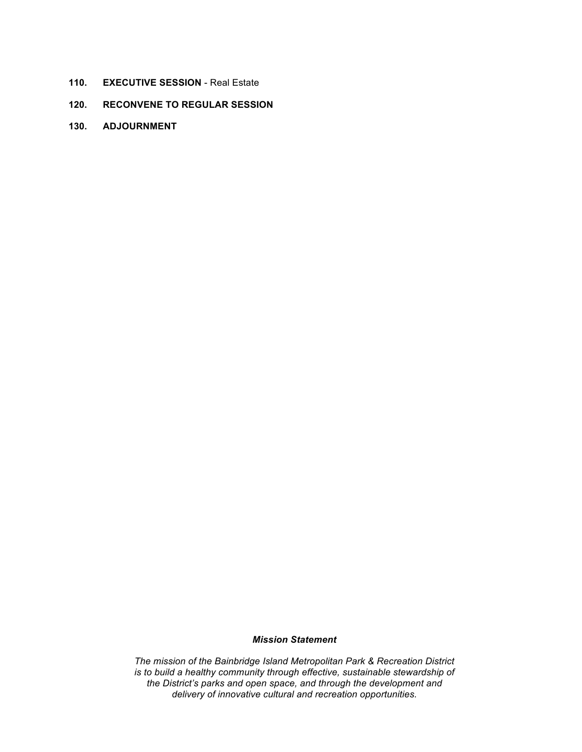**110. EXECUTIVE SESSION** - Real Estate

**120. RECONVENE TO REGULAR SESSION**

**130. ADJOURNMENT**

***Mission Statement***

*The mission of the Bainbridge Island Metropolitan Park & Recreation District is to build a healthy community through effective, sustainable stewardship of the District's parks and open space, and through the development and delivery of innovative cultural and recreation opportunities.*